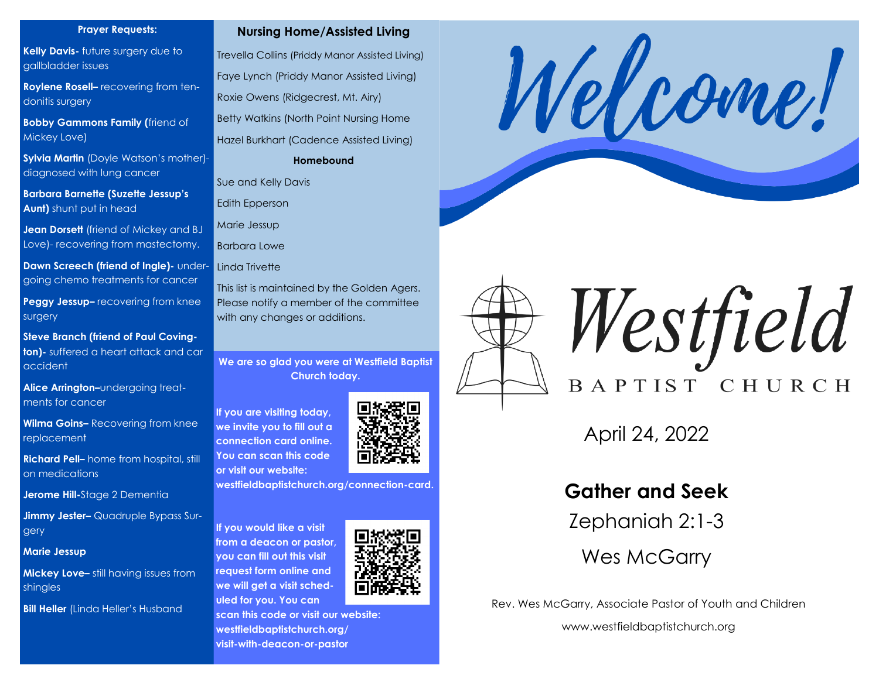**Prayer Requests:**

**Kelly Davis-** future surgery due to gallbladder issues

**Roylene Rosell–** recovering from tendonitis surgery

**Bobby Gammons Family (**friend of Mickey Love)

**Sylvia Martin** (Doyle Watson's mother)- diagnosed with lung cancer

**Barbara Barnette (Suzette Jessup's Aunt)** shunt put in head

**Jean Dorsett** (friend of Mickey and BJ Love)- recovering from mastectomy.

**Dawn Screech (friend of Ingle)-** undergoing chemo treatments for cancer

**Peggy Jessup–** recovering from knee surgery

**Steve Branch (friend of Paul Covington)-** suffered a heart attack and car accident

**Alice Arrington–**undergoing treatments for cancer

**Wilma Goins–** Recovering from knee replacement

**Richard Pell–** home from hospital, still on medications

**Jerome Hill-**Stage 2 Dementia

**Jimmy Jester–** Quadruple Bypass Surgery

**Marie Jessup**

**Mickey Love–** still having issues from shingles

**Bill Heller** (Linda Heller's Husband

## Nursing Home/Assisted Living

Trevella Collins (Priddy Manor Assisted Living)

Faye Lynch (Priddy Manor Assisted Living)

Roxie Owens (Ridgecrest, Mt. Airy)

Betty Watkins (North Point Nursing Home

Hazel Burkhart (Cadence Assisted Living)

**Homebound**

Sue and Kelly Davis

Edith Epperson

Marie Jessup

Barbara Lowe

Linda Trivette

This list is maintained by the Golden Agers. Please notify a member of the committee with any changes or additions.

**We are so glad you were at Westfield Baptist Church today.**

**If you are visiting today, we invite you to fill out a connection card online. You can scan this code or visit our website: westfieldbaptistchurch.org/connection-card.**

**If you would like a visit from a deacon or pastor, you can fill out this visit request form online and we will get a visit scheduled for you. You can scan this code or visit our website: westfieldbaptistchurch.org/visit-with-deacon-or-pastor**

# Welcome!

# Westfield
BAPTIST CHURCH

April 24, 2022

## Gather and Seek

Zephaniah 2:1-3

Wes McGarry

Rev. Wes McGarry, Associate Pastor of Youth and Children

www.westfieldbaptistchurch.org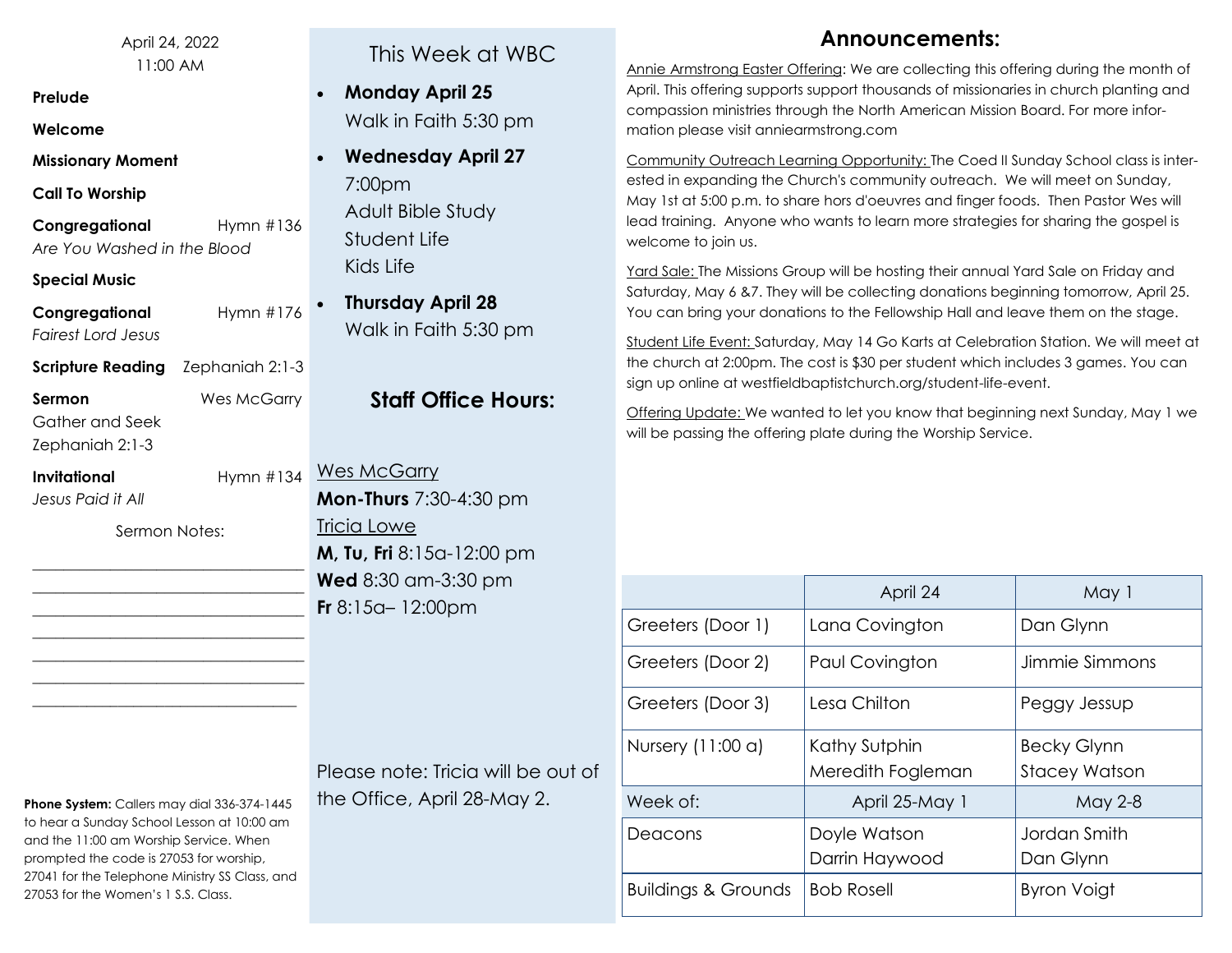April 24, 2022
11:00 AM

**Prelude**

**Welcome**

**Missionary Moment**

**Call To Worship**

**Congregational** Hymn #136
*Are You Washed in the Blood*

**Special Music**

**Congregational** Hymn #176
*Fairest Lord Jesus*

**Scripture Reading** Zephaniah 2:1-3

**Sermon** Wes McGarry
Gather and Seek
Zephaniah 2:1-3

**Invitational** Hymn #134
*Jesus Paid it All*

Sermon Notes:

\_\_\_\_\_\_\_\_\_\_\_\_\_\_\_\_\_\_\_\_\_\_\_\_\_\_\_\_\_\_\_\_
\_\_\_\_\_\_\_\_\_\_\_\_\_\_\_\_\_\_\_\_\_\_\_\_\_\_\_\_\_\_\_\_
\_\_\_\_\_\_\_\_\_\_\_\_\_\_\_\_\_\_\_\_\_\_\_\_\_\_\_\_\_\_\_\_
\_\_\_\_\_\_\_\_\_\_\_\_\_\_\_\_\_\_\_\_\_\_\_\_\_\_\_\_\_\_\_\_
\_\_\_\_\_\_\_\_\_\_\_\_\_\_\_\_\_\_\_\_\_\_\_\_\_\_\_\_\_\_\_\_
\_\_\_\_\_\_\_\_\_\_\_\_\_\_\_\_\_\_\_\_\_\_\_\_\_\_\_\_\_\_\_\_
\_\_\_\_\_\_\_\_\_\_\_\_\_\_\_\_\_\_\_\_\_\_\_\_\_\_\_\_\_\_\_\_

**Phone System:** Callers may dial 336-374-1445 to hear a Sunday School Lesson at 10:00 am and the 11:00 am Worship Service. When prompted the code is 27053 for worship, 27041 for the Telephone Ministry SS Class, and 27053 for the Women's 1 S.S. Class.

## This Week at WBC

- **Monday April 25**
  Walk in Faith 5:30 pm
- **Wednesday April 27**
  7:00pm
  Adult Bible Study
  Student Life
  Kids Life
- **Thursday April 28**
  Walk in Faith 5:30 pm

## Staff Office Hours:

Wes McGarry
**Mon-Thurs** 7:30-4:30 pm
Tricia Lowe
**M, Tu, Fri** 8:15a-12:00 pm
**Wed** 8:30 am-3:30 pm
**Fr** 8:15a– 12:00pm

Please note: Tricia will be out of the Office, April 28-May 2.

## Announcements:

Annie Armstrong Easter Offering: We are collecting this offering during the month of April. This offering supports support thousands of missionaries in church planting and compassion ministries through the North American Mission Board. For more information please visit anniearmstrong.com

Community Outreach Learning Opportunity: The Coed II Sunday School class is interested in expanding the Church's community outreach. We will meet on Sunday, May 1st at 5:00 p.m. to share hors d'oeuvres and finger foods. Then Pastor Wes will lead training. Anyone who wants to learn more strategies for sharing the gospel is welcome to join us.

Yard Sale: The Missions Group will be hosting their annual Yard Sale on Friday and Saturday, May 6 &7. They will be collecting donations beginning tomorrow, April 25. You can bring your donations to the Fellowship Hall and leave them on the stage.

Student Life Event: Saturday, May 14 Go Karts at Celebration Station. We will meet at the church at 2:00pm. The cost is $30 per student which includes 3 games. You can sign up online at westfieldbaptistchurch.org/student-life-event.

Offering Update: We wanted to let you know that beginning next Sunday, May 1 we will be passing the offering plate during the Worship Service.

| | April 24 | May 1 |
|---|---|---|
| Greeters (Door 1) | Lana Covington | Dan Glynn |
| Greeters (Door 2) | Paul Covington | Jimmie Simmons |
| Greeters (Door 3) | Lesa Chilton | Peggy Jessup |
| Nursery (11:00 a) | Kathy Sutphin<br>Meredith Fogleman | Becky Glynn<br>Stacey Watson |
| Week of: | April 25-May 1 | May 2-8 |
| Deacons | Doyle Watson<br>Darrin Haywood | Jordan Smith<br>Dan Glynn |
| Buildings & Grounds | Bob Rosell | Byron Voigt |